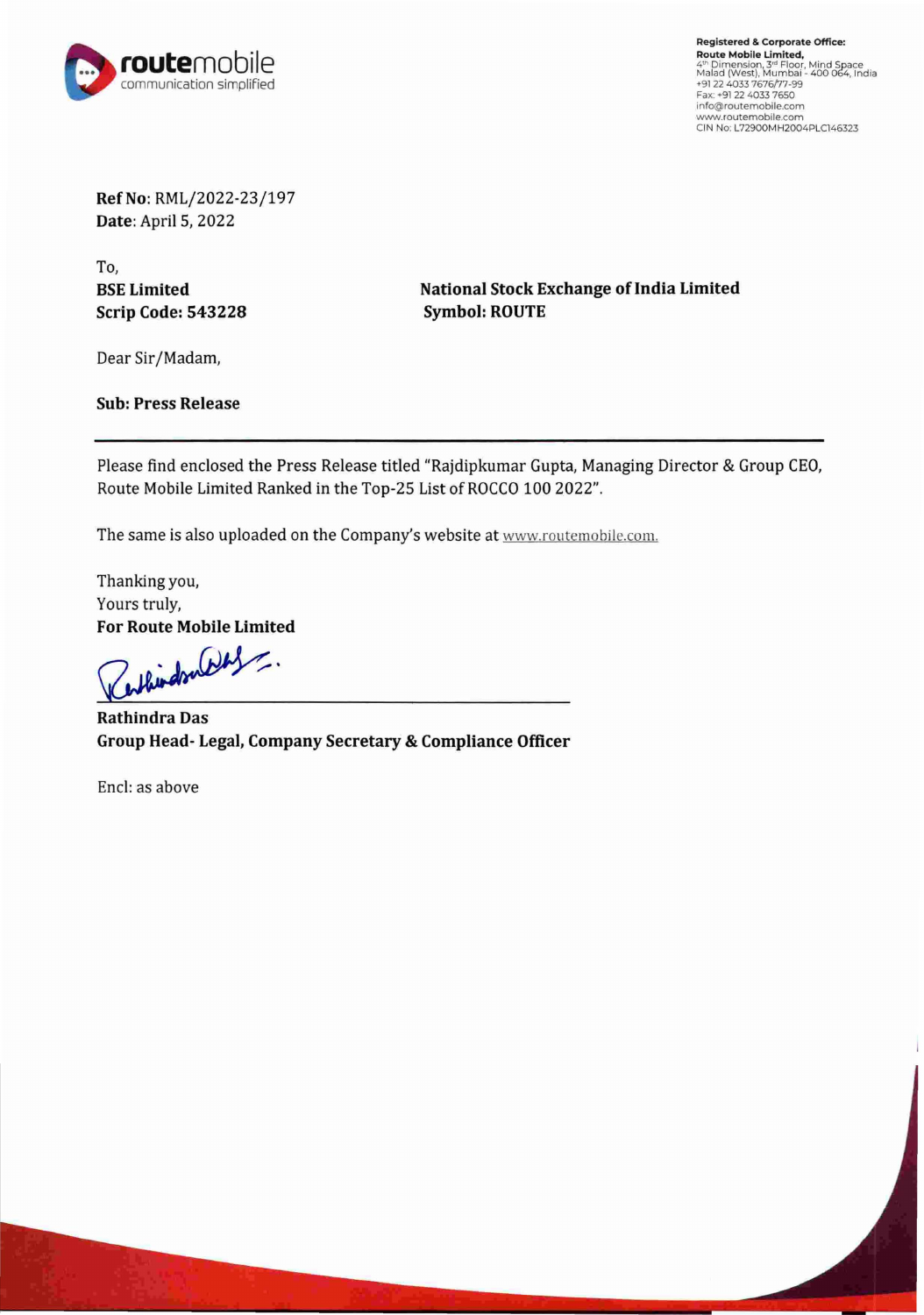routemobile
communication simplified

**Registered & Corporate Office:**
**Route Mobile Limited,**
4th Dimension, 3rd Floor, Mind Space
Malad (West), Mumbai - 400 064, India
+91 22 4033 7676/77-99
Fax: +91 22 4033 7650
info@routemobile.com
www.routemobile.com
CIN No: L72900MH2004PLC146323

**Ref No**: RML/2022-23/197
**Date**: April 5, 2022

To,

**BSE Limited**
**Scrip Code: 543228**

**National Stock Exchange of India Limited**
**Symbol: ROUTE**

Dear Sir/Madam,

**Sub: Press Release**

---

Please find enclosed the Press Release titled "Rajdipkumar Gupta, Managing Director & Group CEO, Route Mobile Limited Ranked in the Top-25 List of ROCCO 100 2022".

The same is also uploaded on the Company's website at www.routemobile.com.

Thanking you,
Yours truly,
**For Route Mobile Limited**

**Rathindra Das**
**Group Head- Legal, Company Secretary & Compliance Officer**

Encl: as above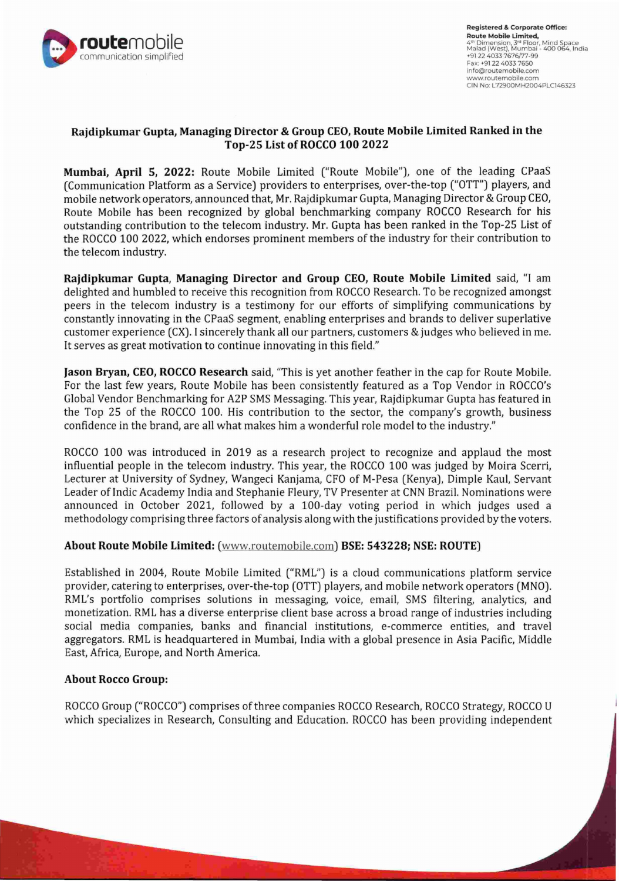**Registered & Corporate Office:**
**Route Mobile Limited,**
4th Dimension, 3rd Floor, Mind Space
Malad (West), Mumbai - 400 064, India
+91 22 4033 7676/77-99
Fax: +91 22 4033 7650
info@routemobile.com
www.routemobile.com
CIN No: L72900MH2004PLC146323

## Rajdipkumar Gupta, Managing Director & Group CEO, Route Mobile Limited Ranked in the Top-25 List of ROCCO 100 2022

**Mumbai, April 5, 2022:** Route Mobile Limited ("Route Mobile"), one of the leading CPaaS (Communication Platform as a Service) providers to enterprises, over-the-top ("OTT") players, and mobile network operators, announced that, Mr. Rajdipkumar Gupta, Managing Director & Group CEO, Route Mobile has been recognized by global benchmarking company ROCCO Research for his outstanding contribution to the telecom industry. Mr. Gupta has been ranked in the Top-25 List of the ROCCO 100 2022, which endorses prominent members of the industry for their contribution to the telecom industry.

**Rajdipkumar Gupta, Managing Director and Group CEO, Route Mobile Limited** said, "I am delighted and humbled to receive this recognition from ROCCO Research. To be recognized amongst peers in the telecom industry is a testimony for our efforts of simplifying communications by constantly innovating in the CPaaS segment, enabling enterprises and brands to deliver superlative customer experience (CX). I sincerely thank all our partners, customers & judges who believed in me. It serves as great motivation to continue innovating in this field."

**Jason Bryan, CEO, ROCCO Research** said, "This is yet another feather in the cap for Route Mobile. For the last few years, Route Mobile has been consistently featured as a Top Vendor in ROCCO's Global Vendor Benchmarking for A2P SMS Messaging. This year, Rajdipkumar Gupta has featured in the Top 25 of the ROCCO 100. His contribution to the sector, the company's growth, business confidence in the brand, are all what makes him a wonderful role model to the industry."

ROCCO 100 was introduced in 2019 as a research project to recognize and applaud the most influential people in the telecom industry. This year, the ROCCO 100 was judged by Moira Scerri, Lecturer at University of Sydney, Wangeci Kanjama, CFO of M-Pesa (Kenya), Dimple Kaul, Servant Leader of Indic Academy India and Stephanie Fleury, TV Presenter at CNN Brazil. Nominations were announced in October 2021, followed by a 100-day voting period in which judges used a methodology comprising three factors of analysis along with the justifications provided by the voters.

### About Route Mobile Limited: (www.routemobile.com) BSE: 543228; NSE: ROUTE)

Established in 2004, Route Mobile Limited ("RML") is a cloud communications platform service provider, catering to enterprises, over-the-top (OTT) players, and mobile network operators (MNO). RML's portfolio comprises solutions in messaging, voice, email, SMS filtering, analytics, and monetization. RML has a diverse enterprise client base across a broad range of industries including social media companies, banks and financial institutions, e-commerce entities, and travel aggregators. RML is headquartered in Mumbai, India with a global presence in Asia Pacific, Middle East, Africa, Europe, and North America.

### About Rocco Group:

ROCCO Group ("ROCCO") comprises of three companies ROCCO Research, ROCCO Strategy, ROCCO U which specializes in Research, Consulting and Education. ROCCO has been providing independent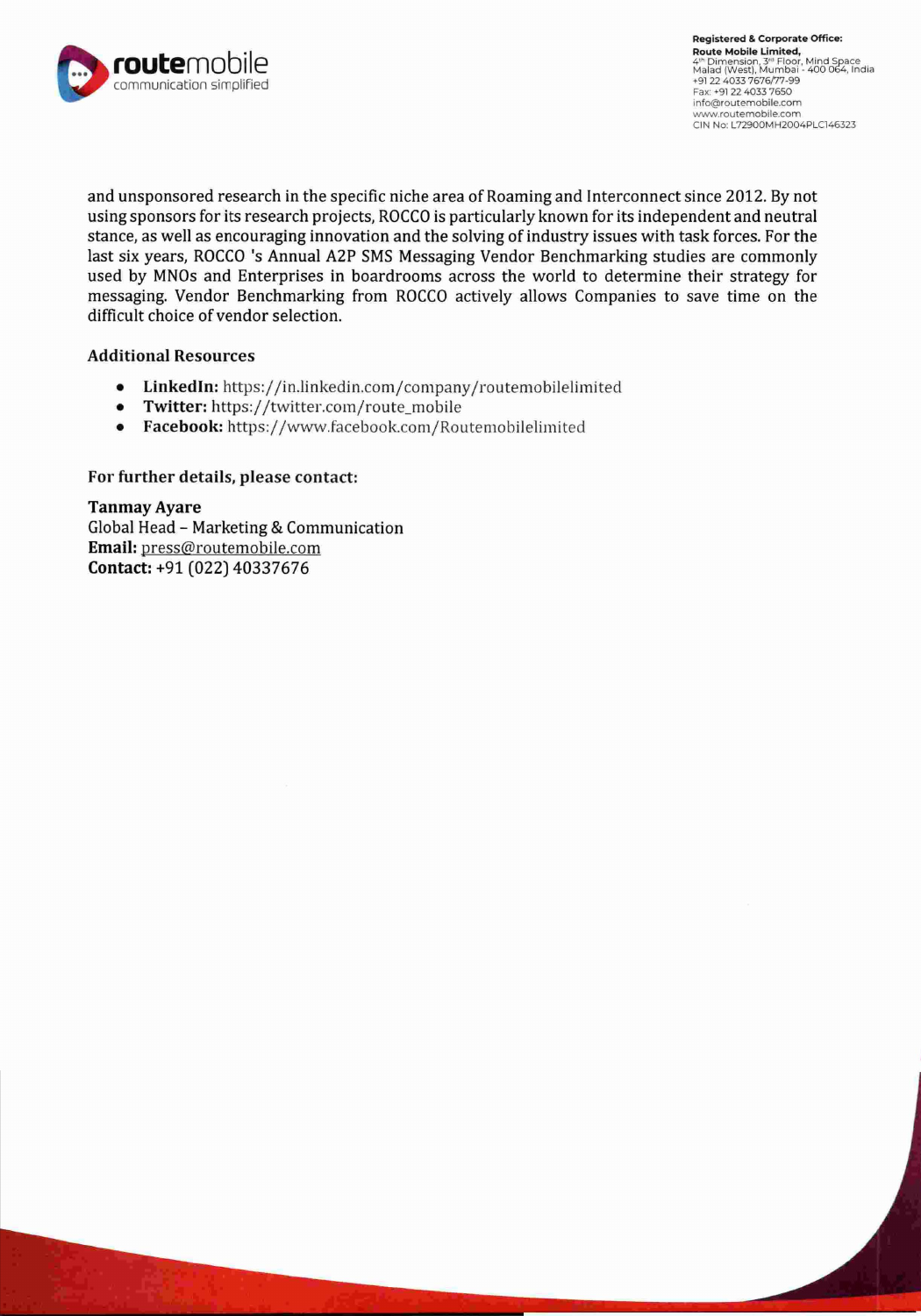and unsponsored research in the specific niche area of Roaming and Interconnect since 2012. By not using sponsors for its research projects, ROCCO is particularly known for its independent and neutral stance, as well as encouraging innovation and the solving of industry issues with task forces. For the last six years, ROCCO 's Annual A2P SMS Messaging Vendor Benchmarking studies are commonly used by MNOs and Enterprises in boardrooms across the world to determine their strategy for messaging. Vendor Benchmarking from ROCCO actively allows Companies to save time on the difficult choice of vendor selection.

**Additional Resources**

- **LinkedIn:** https://in.linkedin.com/company/routemobilelimited
- **Twitter:** https://twitter.com/route_mobile
- **Facebook:** https://www.facebook.com/Routemobilelimited

**For further details, please contact:**

**Tanmay Ayare**
Global Head – Marketing & Communication
**Email:** press@routemobile.com
**Contact:** +91 (022) 40337676